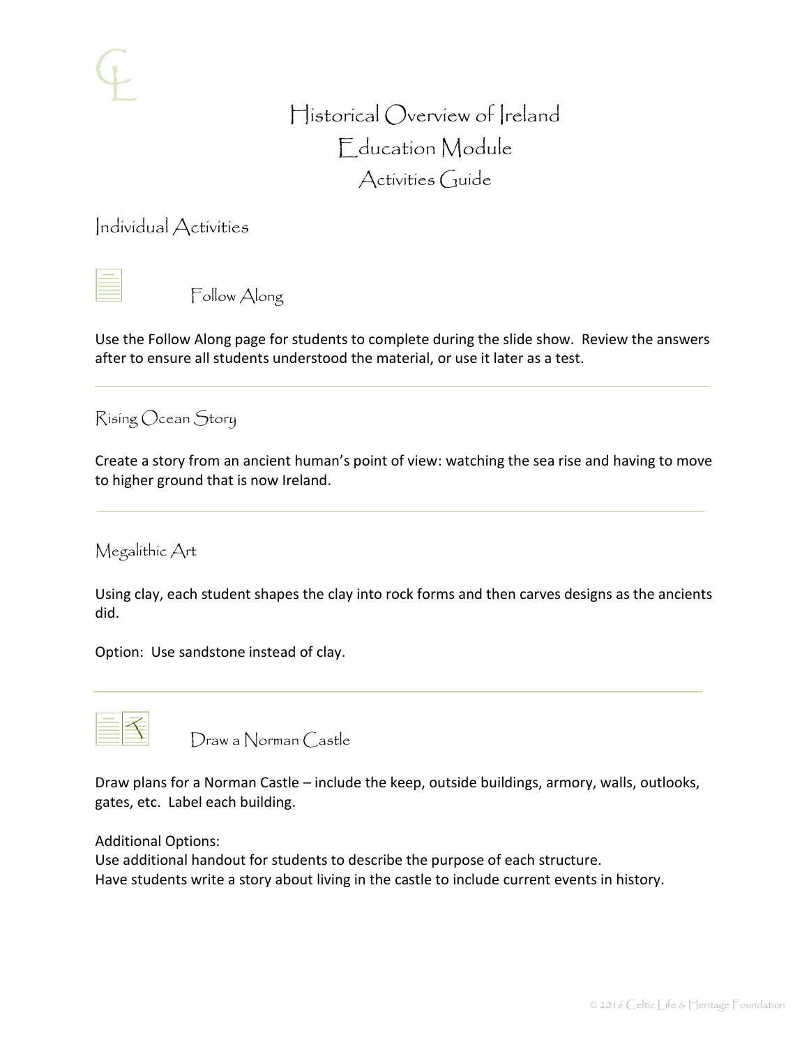# Historical Overview of Ireland
# Education Module
## Activities Guide

## Individual Activities

### Follow Along

Use the Follow Along page for students to complete during the slide show. Review the answers after to ensure all students understood the material, or use it later as a test.

---

### Rising Ocean Story

Create a story from an ancient human's point of view: watching the sea rise and having to move to higher ground that is now Ireland.

---

### Megalithic Art

Using clay, each student shapes the clay into rock forms and then carves designs as the ancients did.

Option: Use sandstone instead of clay.

---

### Draw a Norman Castle

Draw plans for a Norman Castle – include the keep, outside buildings, armory, walls, outlooks, gates, etc. Label each building.

Additional Options:
Use additional handout for students to describe the purpose of each structure.
Have students write a story about living in the castle to include current events in history.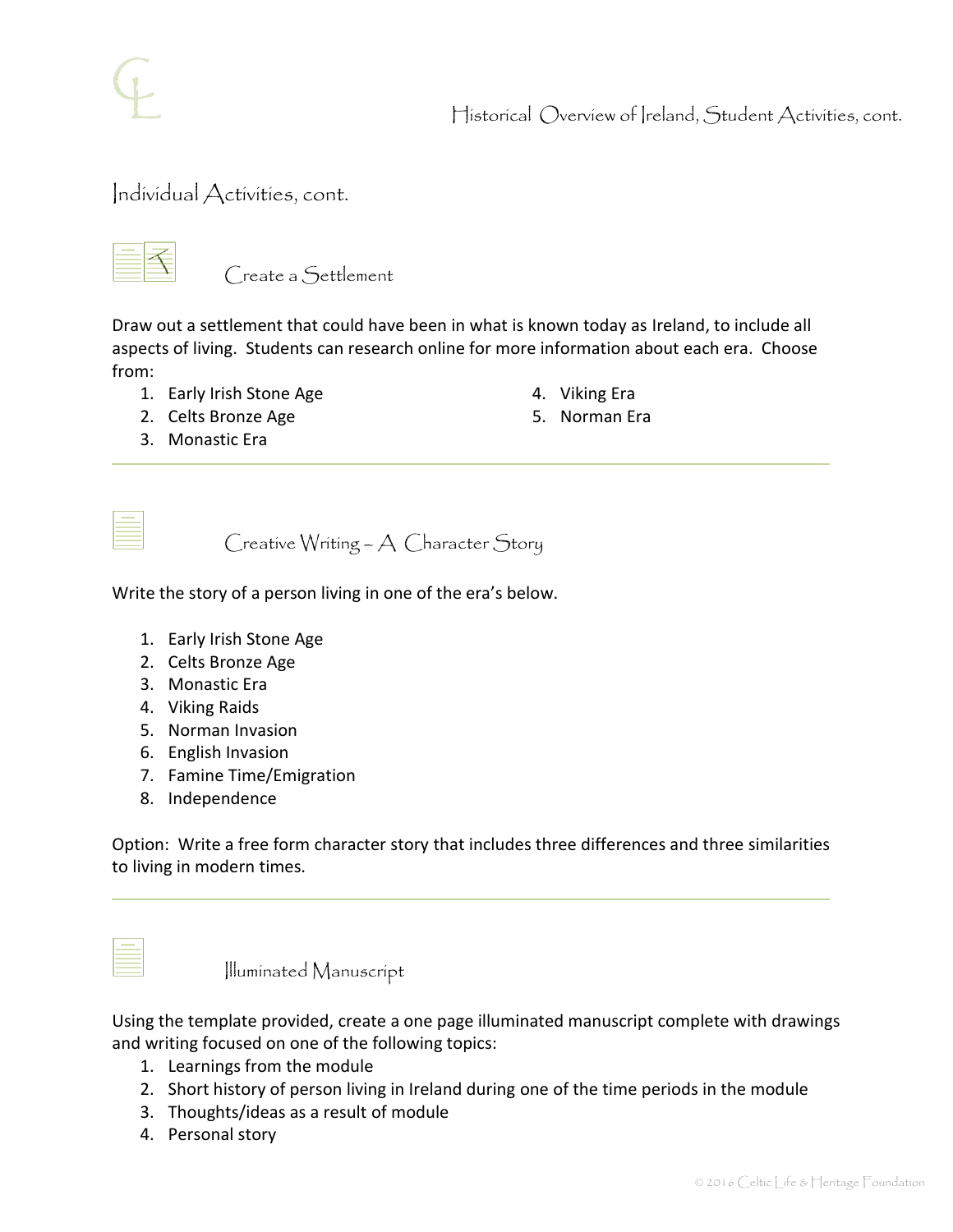## Individual Activities, cont.

### Create a Settlement

Draw out a settlement that could have been in what is known today as Ireland, to include all aspects of living. Students can research online for more information about each era. Choose from:

1. Early Irish Stone Age
2. Celts Bronze Age
3. Monastic Era
4. Viking Era
5. Norman Era

---

### Creative Writing – A Character Story

Write the story of a person living in one of the era's below.

1. Early Irish Stone Age
2. Celts Bronze Age
3. Monastic Era
4. Viking Raids
5. Norman Invasion
6. English Invasion
7. Famine Time/Emigration
8. Independence

Option: Write a free form character story that includes three differences and three similarities to living in modern times.

---

### Illuminated Manuscript

Using the template provided, create a one page illuminated manuscript complete with drawings and writing focused on one of the following topics:

1. Learnings from the module
2. Short history of person living in Ireland during one of the time periods in the module
3. Thoughts/ideas as a result of module
4. Personal story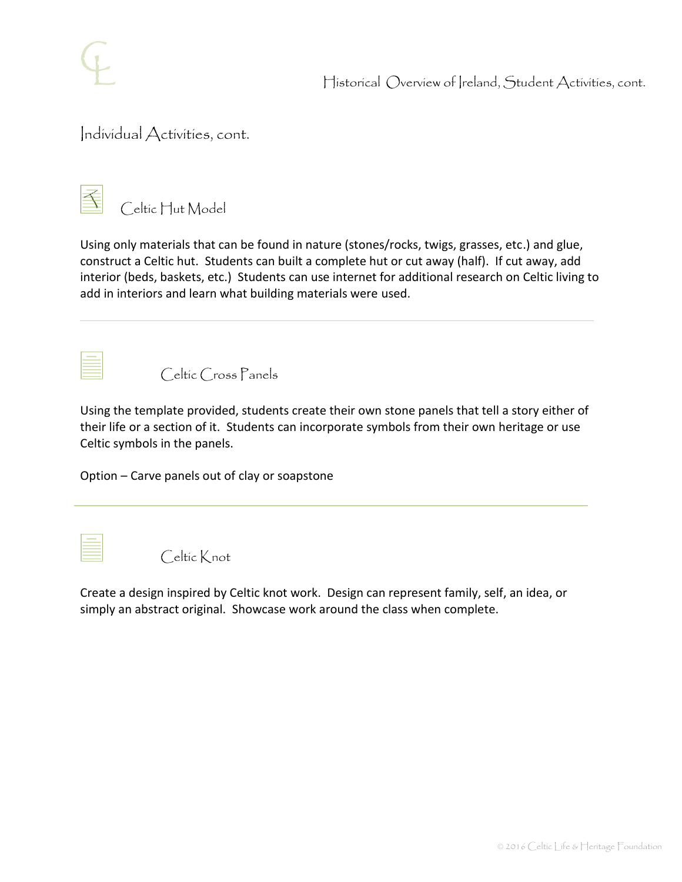## Individual Activities, cont.

### Celtic Hut Model

Using only materials that can be found in nature (stones/rocks, twigs, grasses, etc.) and glue, construct a Celtic hut. Students can built a complete hut or cut away (half). If cut away, add interior (beds, baskets, etc.) Students can use internet for additional research on Celtic living to add in interiors and learn what building materials were used.

---

### Celtic Cross Panels

Using the template provided, students create their own stone panels that tell a story either of their life or a section of it. Students can incorporate symbols from their own heritage or use Celtic symbols in the panels.

Option – Carve panels out of clay or soapstone

---

### Celtic Knot

Create a design inspired by Celtic knot work. Design can represent family, self, an idea, or simply an abstract original. Showcase work around the class when complete.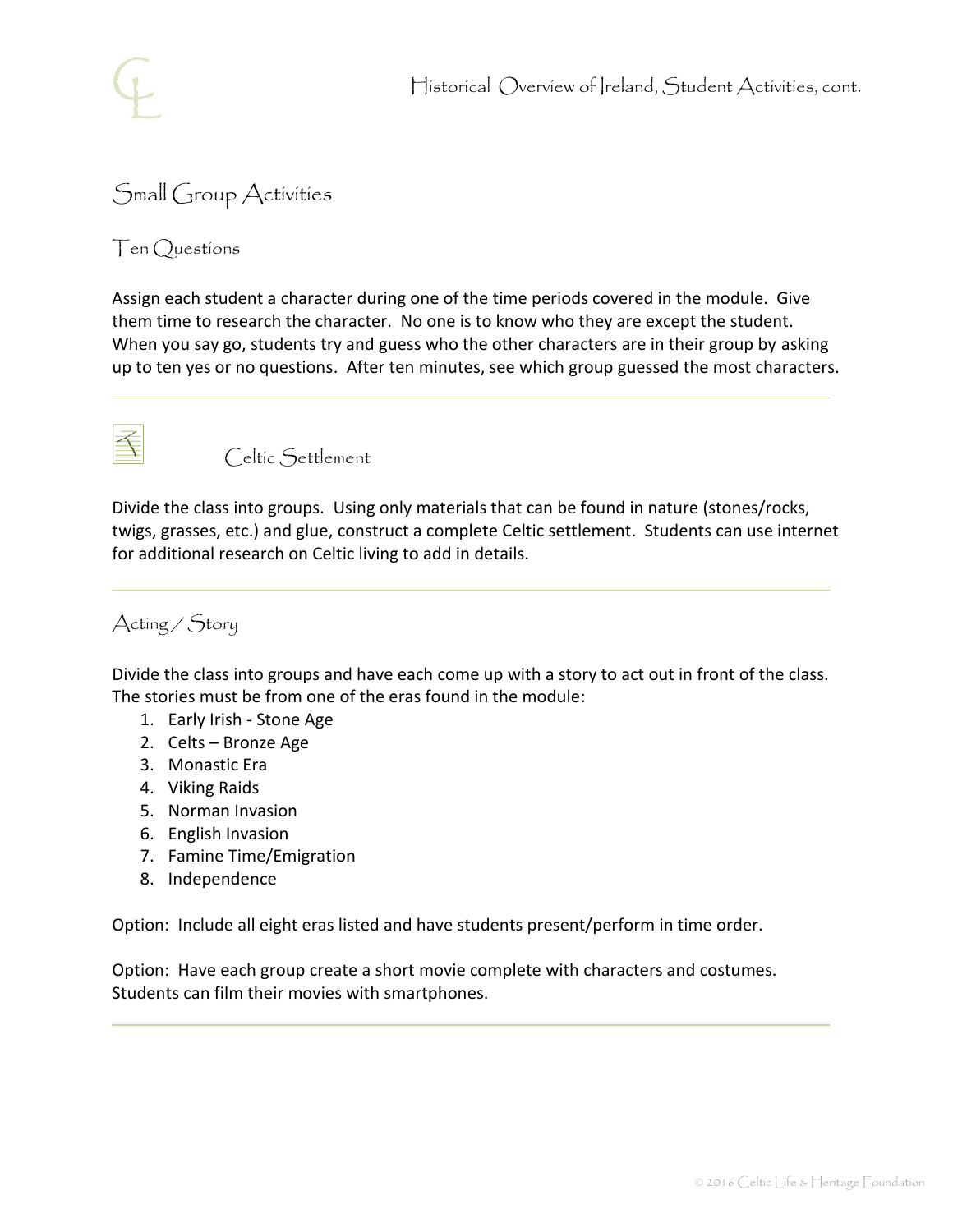## Small Group Activities

### Ten Questions

Assign each student a character during one of the time periods covered in the module. Give them time to research the character. No one is to know who they are except the student. When you say go, students try and guess who the other characters are in their group by asking up to ten yes or no questions. After ten minutes, see which group guessed the most characters.

---

### Celtic Settlement

Divide the class into groups. Using only materials that can be found in nature (stones/rocks, twigs, grasses, etc.) and glue, construct a complete Celtic settlement. Students can use internet for additional research on Celtic living to add in details.

---

### Acting / Story

Divide the class into groups and have each come up with a story to act out in front of the class. The stories must be from one of the eras found in the module:

1. Early Irish - Stone Age
2. Celts – Bronze Age
3. Monastic Era
4. Viking Raids
5. Norman Invasion
6. English Invasion
7. Famine Time/Emigration
8. Independence

Option: Include all eight eras listed and have students present/perform in time order.

Option: Have each group create a short movie complete with characters and costumes. Students can film their movies with smartphones.

---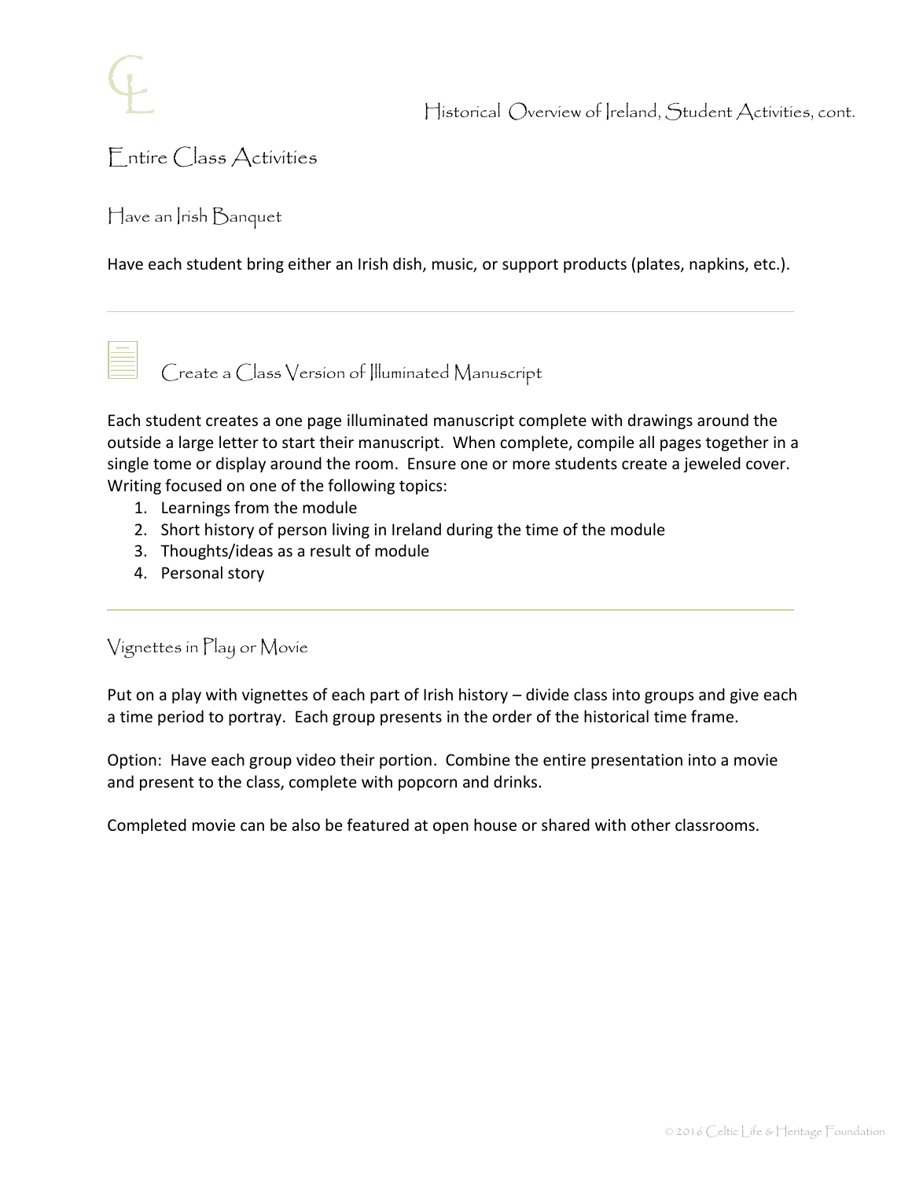## Entire Class Activities

### Have an Irish Banquet

Have each student bring either an Irish dish, music, or support products (plates, napkins, etc.).

---

### Create a Class Version of Illuminated Manuscript

Each student creates a one page illuminated manuscript complete with drawings around the outside a large letter to start their manuscript. When complete, compile all pages together in a single tome or display around the room. Ensure one or more students create a jeweled cover. Writing focused on one of the following topics:

1. Learnings from the module
2. Short history of person living in Ireland during the time of the module
3. Thoughts/ideas as a result of module
4. Personal story

---

### Vignettes in Play or Movie

Put on a play with vignettes of each part of Irish history – divide class into groups and give each a time period to portray. Each group presents in the order of the historical time frame.

Option: Have each group video their portion. Combine the entire presentation into a movie and present to the class, complete with popcorn and drinks.

Completed movie can be also be featured at open house or shared with other classrooms.